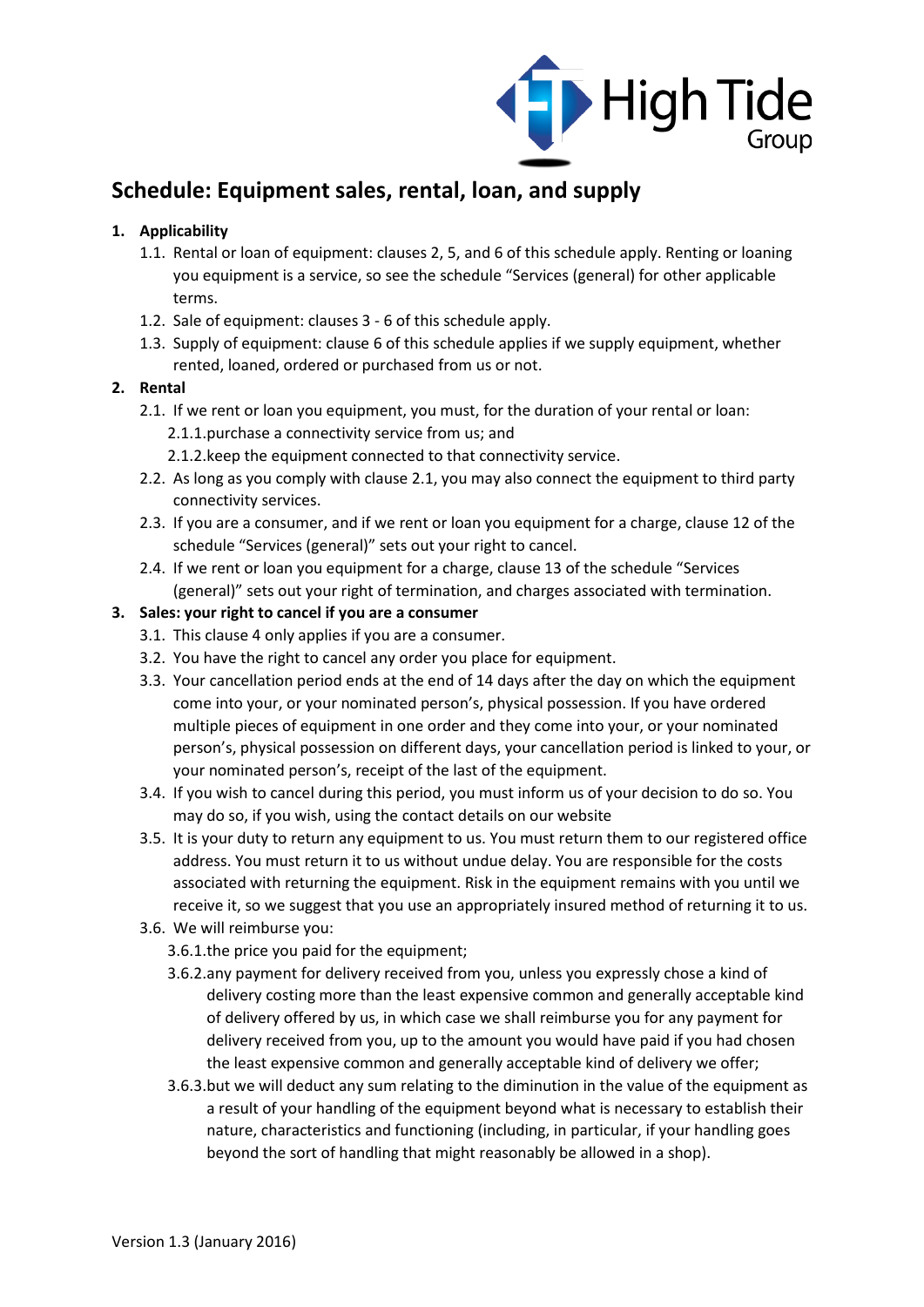# Schedule: Equipment sales, rental, loan, and supply

1. **Applicability**
   1.1. Rental or loan of equipment: clauses 2, 5, and 6 of this schedule apply. Renting or loaning you equipment is a service, so see the schedule "Services (general) for other applicable terms.
   1.2. Sale of equipment: clauses 3 - 6 of this schedule apply.
   1.3. Supply of equipment: clause 6 of this schedule applies if we supply equipment, whether rented, loaned, ordered or purchased from us or not.
2. **Rental**
   2.1. If we rent or loan you equipment, you must, for the duration of your rental or loan:
      2.1.1. purchase a connectivity service from us; and
      2.1.2. keep the equipment connected to that connectivity service.
   2.2. As long as you comply with clause 2.1, you may also connect the equipment to third party connectivity services.
   2.3. If you are a consumer, and if we rent or loan you equipment for a charge, clause 12 of the schedule "Services (general)" sets out your right to cancel.
   2.4. If we rent or loan you equipment for a charge, clause 13 of the schedule "Services (general)" sets out your right of termination, and charges associated with termination.
3. **Sales: your right to cancel if you are a consumer**
   3.1. This clause 4 only applies if you are a consumer.
   3.2. You have the right to cancel any order you place for equipment.
   3.3. Your cancellation period ends at the end of 14 days after the day on which the equipment come into your, or your nominated person's, physical possession. If you have ordered multiple pieces of equipment in one order and they come into your, or your nominated person's, physical possession on different days, your cancellation period is linked to your, or your nominated person's, receipt of the last of the equipment.
   3.4. If you wish to cancel during this period, you must inform us of your decision to do so. You may do so, if you wish, using the contact details on our website
   3.5. It is your duty to return any equipment to us. You must return them to our registered office address. You must return it to us without undue delay. You are responsible for the costs associated with returning the equipment. Risk in the equipment remains with you until we receive it, so we suggest that you use an appropriately insured method of returning it to us.
   3.6. We will reimburse you:
      3.6.1. the price you paid for the equipment;
      3.6.2. any payment for delivery received from you, unless you expressly chose a kind of delivery costing more than the least expensive common and generally acceptable kind of delivery offered by us, in which case we shall reimburse you for any payment for delivery received from you, up to the amount you would have paid if you had chosen the least expensive common and generally acceptable kind of delivery we offer;
      3.6.3. but we will deduct any sum relating to the diminution in the value of the equipment as a result of your handling of the equipment beyond what is necessary to establish their nature, characteristics and functioning (including, in particular, if your handling goes beyond the sort of handling that might reasonably be allowed in a shop).

Version 1.3 (January 2016)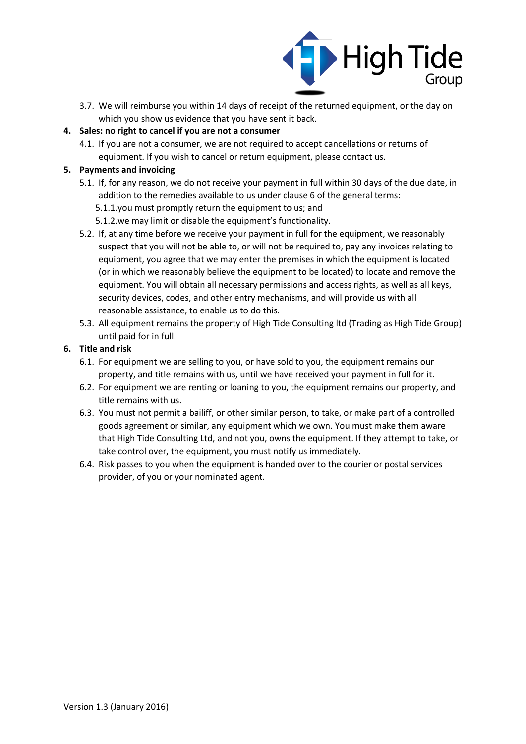3.7. We will reimburse you within 14 days of receipt of the returned equipment, or the day on which you show us evidence that you have sent it back.

**4. Sales: no right to cancel if you are not a consumer**

4.1. If you are not a consumer, we are not required to accept cancellations or returns of equipment. If you wish to cancel or return equipment, please contact us.

**5. Payments and invoicing**

5.1. If, for any reason, we do not receive your payment in full within 30 days of the due date, in addition to the remedies available to us under clause 6 of the general terms:

5.1.1. you must promptly return the equipment to us; and

5.1.2. we may limit or disable the equipment's functionality.

5.2. If, at any time before we receive your payment in full for the equipment, we reasonably suspect that you will not be able to, or will not be required to, pay any invoices relating to equipment, you agree that we may enter the premises in which the equipment is located (or in which we reasonably believe the equipment to be located) to locate and remove the equipment. You will obtain all necessary permissions and access rights, as well as all keys, security devices, codes, and other entry mechanisms, and will provide us with all reasonable assistance, to enable us to do this.

5.3. All equipment remains the property of High Tide Consulting ltd (Trading as High Tide Group) until paid for in full.

**6. Title and risk**

6.1. For equipment we are selling to you, or have sold to you, the equipment remains our property, and title remains with us, until we have received your payment in full for it.

6.2. For equipment we are renting or loaning to you, the equipment remains our property, and title remains with us.

6.3. You must not permit a bailiff, or other similar person, to take, or make part of a controlled goods agreement or similar, any equipment which we own. You must make them aware that High Tide Consulting Ltd, and not you, owns the equipment. If they attempt to take, or take control over, the equipment, you must notify us immediately.

6.4. Risk passes to you when the equipment is handed over to the courier or postal services provider, of you or your nominated agent.

Version 1.3 (January 2016)